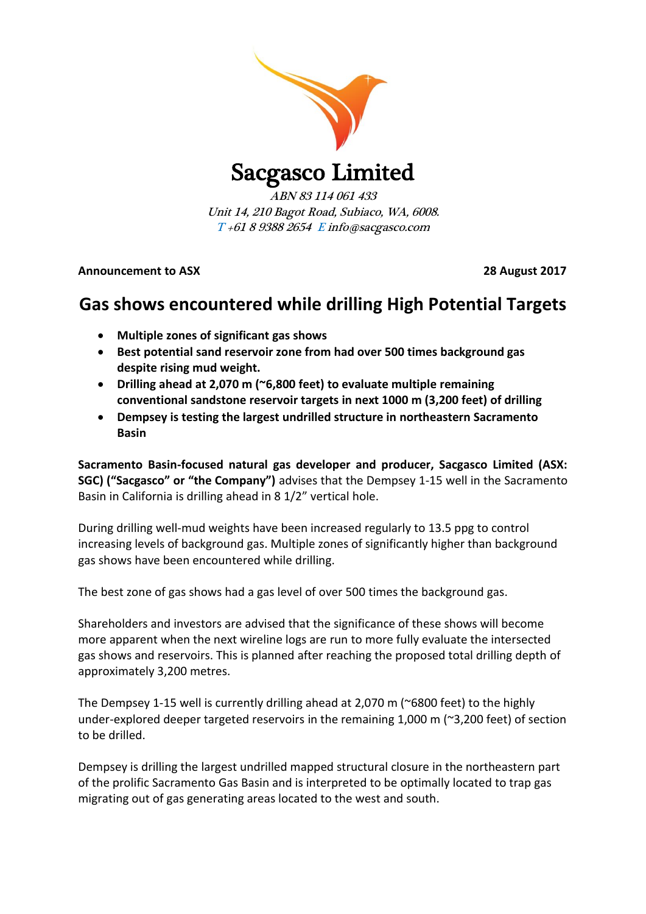# Sacgasco Limited

*ABN 83 114 061 433*
*Unit 14, 210 Bagot Road, Subiaco, WA, 6008.*
*T +61 8 9388 2654 E info@sacgasco.com*

**Announcement to ASX** **28 August 2017**

## Gas shows encountered while drilling High Potential Targets

- **Multiple zones of significant gas shows**
- **Best potential sand reservoir zone from had over 500 times background gas despite rising mud weight.**
- **Drilling ahead at 2,070 m (~6,800 feet) to evaluate multiple remaining conventional sandstone reservoir targets in next 1000 m (3,200 feet) of drilling**
- **Dempsey is testing the largest undrilled structure in northeastern Sacramento Basin**

**Sacramento Basin-focused natural gas developer and producer, Sacgasco Limited (ASX: SGC) ("Sacgasco" or "the Company")** advises that the Dempsey 1-15 well in the Sacramento Basin in California is drilling ahead in 8 1/2" vertical hole.

During drilling well-mud weights have been increased regularly to 13.5 ppg to control increasing levels of background gas. Multiple zones of significantly higher than background gas shows have been encountered while drilling.

The best zone of gas shows had a gas level of over 500 times the background gas.

Shareholders and investors are advised that the significance of these shows will become more apparent when the next wireline logs are run to more fully evaluate the intersected gas shows and reservoirs. This is planned after reaching the proposed total drilling depth of approximately 3,200 metres.

The Dempsey 1-15 well is currently drilling ahead at 2,070 m (~6800 feet) to the highly under-explored deeper targeted reservoirs in the remaining 1,000 m (~3,200 feet) of section to be drilled.

Dempsey is drilling the largest undrilled mapped structural closure in the northeastern part of the prolific Sacramento Gas Basin and is interpreted to be optimally located to trap gas migrating out of gas generating areas located to the west and south.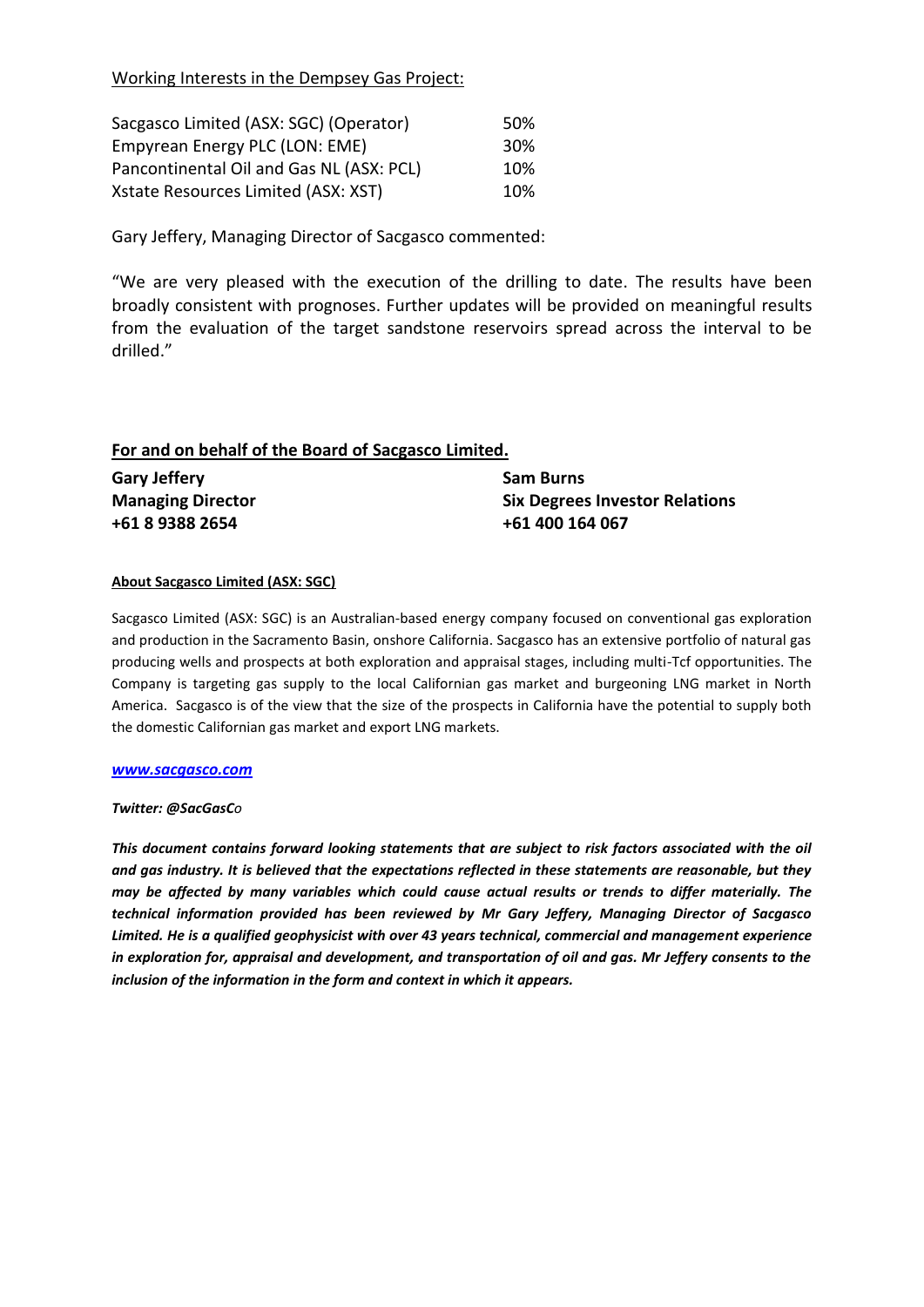Working Interests in the Dempsey Gas Project:

| | |
|---|---|
| Sacgasco Limited (ASX: SGC) (Operator) | 50% |
| Empyrean Energy PLC (LON: EME) | 30% |
| Pancontinental Oil and Gas NL (ASX: PCL) | 10% |
| Xstate Resources Limited (ASX: XST) | 10% |

Gary Jeffery, Managing Director of Sacgasco commented:

"We are very pleased with the execution of the drilling to date. The results have been broadly consistent with prognoses. Further updates will be provided on meaningful results from the evaluation of the target sandstone reservoirs spread across the interval to be drilled."

**For and on behalf of the Board of Sacgasco Limited.**

**Gary Jeffery**
**Managing Director**
**+61 8 9388 2654**

**Sam Burns**
**Six Degrees Investor Relations**
**+61 400 164 067**

**About Sacgasco Limited (ASX: SGC)**

Sacgasco Limited (ASX: SGC) is an Australian-based energy company focused on conventional gas exploration and production in the Sacramento Basin, onshore California. Sacgasco has an extensive portfolio of natural gas producing wells and prospects at both exploration and appraisal stages, including multi-Tcf opportunities. The Company is targeting gas supply to the local Californian gas market and burgeoning LNG market in North America. Sacgasco is of the view that the size of the prospects in California have the potential to supply both the domestic Californian gas market and export LNG markets.

***www.sacgasco.com***

***Twitter: @SacGasCo***

***This document contains forward looking statements that are subject to risk factors associated with the oil and gas industry. It is believed that the expectations reflected in these statements are reasonable, but they may be affected by many variables which could cause actual results or trends to differ materially. The technical information provided has been reviewed by Mr Gary Jeffery, Managing Director of Sacgasco Limited. He is a qualified geophysicist with over 43 years technical, commercial and management experience in exploration for, appraisal and development, and transportation of oil and gas. Mr Jeffery consents to the inclusion of the information in the form and context in which it appears.***